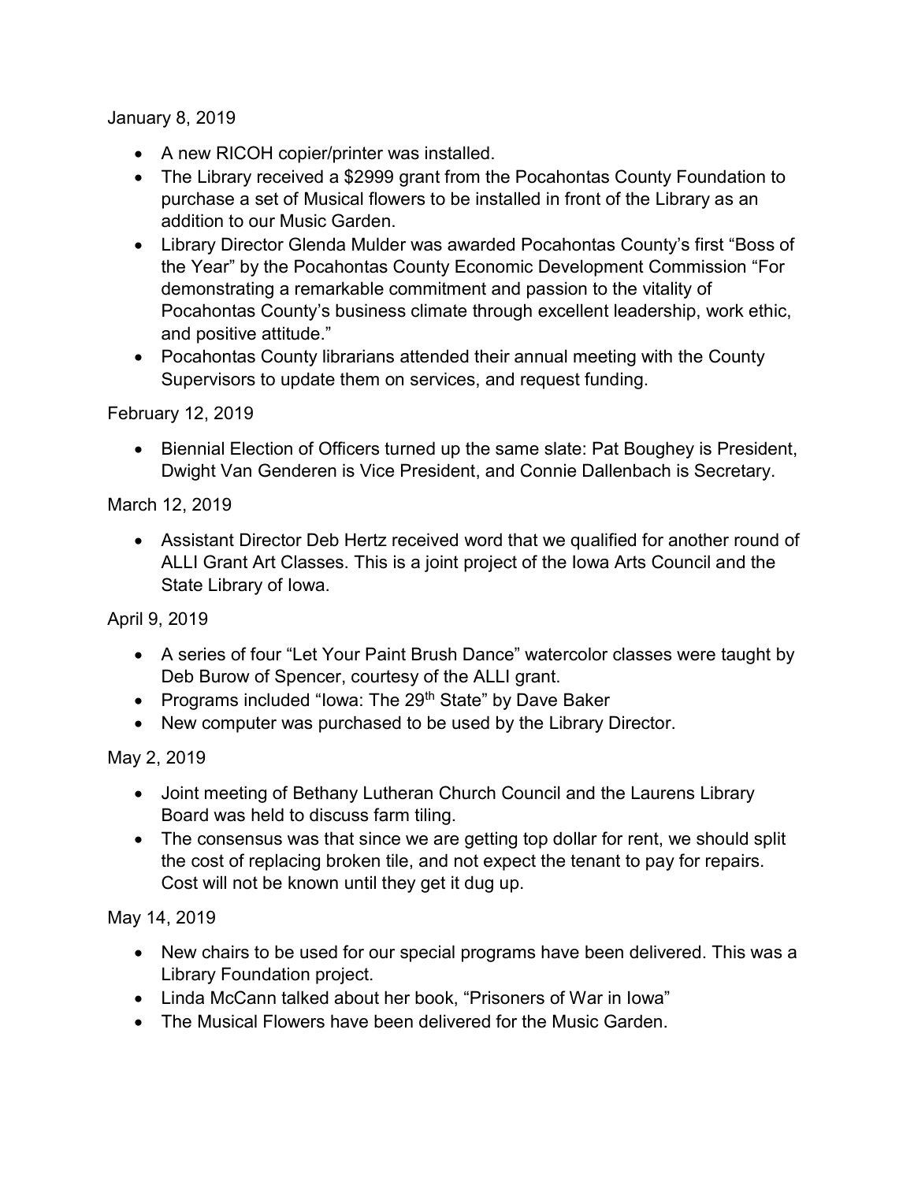January 8, 2019

- A new RICOH copier/printer was installed.
- The Library received a $2999 grant from the Pocahontas County Foundation to purchase a set of Musical flowers to be installed in front of the Library as an addition to our Music Garden.
- Library Director Glenda Mulder was awarded Pocahontas County's first "Boss of the Year" by the Pocahontas County Economic Development Commission "For demonstrating a remarkable commitment and passion to the vitality of Pocahontas County's business climate through excellent leadership, work ethic, and positive attitude."
- Pocahontas County librarians attended their annual meeting with the County Supervisors to update them on services, and request funding.

February 12, 2019

- Biennial Election of Officers turned up the same slate: Pat Boughey is President, Dwight Van Genderen is Vice President, and Connie Dallenbach is Secretary.

March 12, 2019

- Assistant Director Deb Hertz received word that we qualified for another round of ALLI Grant Art Classes. This is a joint project of the Iowa Arts Council and the State Library of Iowa.

April 9, 2019

- A series of four "Let Your Paint Brush Dance" watercolor classes were taught by Deb Burow of Spencer, courtesy of the ALLI grant.
- Programs included "Iowa: The 29th State" by Dave Baker
- New computer was purchased to be used by the Library Director.

May 2, 2019

- Joint meeting of Bethany Lutheran Church Council and the Laurens Library Board was held to discuss farm tiling.
- The consensus was that since we are getting top dollar for rent, we should split the cost of replacing broken tile, and not expect the tenant to pay for repairs. Cost will not be known until they get it dug up.

May 14, 2019

- New chairs to be used for our special programs have been delivered. This was a Library Foundation project.
- Linda McCann talked about her book, "Prisoners of War in Iowa"
- The Musical Flowers have been delivered for the Music Garden.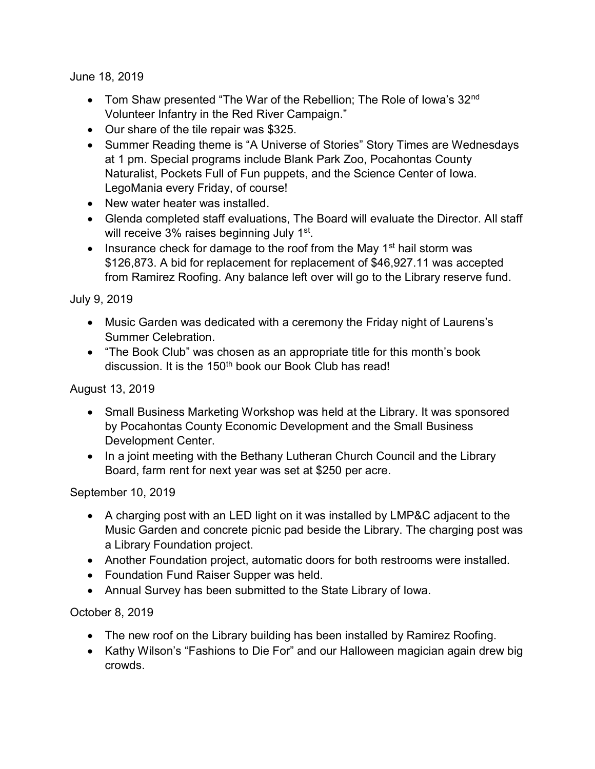June 18, 2019

- Tom Shaw presented “The War of the Rebellion; The Role of Iowa’s 32nd Volunteer Infantry in the Red River Campaign.”
- Our share of the tile repair was $325.
- Summer Reading theme is “A Universe of Stories” Story Times are Wednesdays at 1 pm. Special programs include Blank Park Zoo, Pocahontas County Naturalist, Pockets Full of Fun puppets, and the Science Center of Iowa. LegoMania every Friday, of course!
- New water heater was installed.
- Glenda completed staff evaluations, The Board will evaluate the Director. All staff will receive 3% raises beginning July 1st.
- Insurance check for damage to the roof from the May 1st hail storm was $126,873. A bid for replacement for replacement of $46,927.11 was accepted from Ramirez Roofing. Any balance left over will go to the Library reserve fund.

July 9, 2019

- Music Garden was dedicated with a ceremony the Friday night of Laurens’s Summer Celebration.
- “The Book Club” was chosen as an appropriate title for this month’s book discussion. It is the 150th book our Book Club has read!

August 13, 2019

- Small Business Marketing Workshop was held at the Library. It was sponsored by Pocahontas County Economic Development and the Small Business Development Center.
- In a joint meeting with the Bethany Lutheran Church Council and the Library Board, farm rent for next year was set at $250 per acre.

September 10, 2019

- A charging post with an LED light on it was installed by LMP&C adjacent to the Music Garden and concrete picnic pad beside the Library. The charging post was a Library Foundation project.
- Another Foundation project, automatic doors for both restrooms were installed.
- Foundation Fund Raiser Supper was held.
- Annual Survey has been submitted to the State Library of Iowa.

October 8, 2019

- The new roof on the Library building has been installed by Ramirez Roofing.
- Kathy Wilson’s “Fashions to Die For” and our Halloween magician again drew big crowds.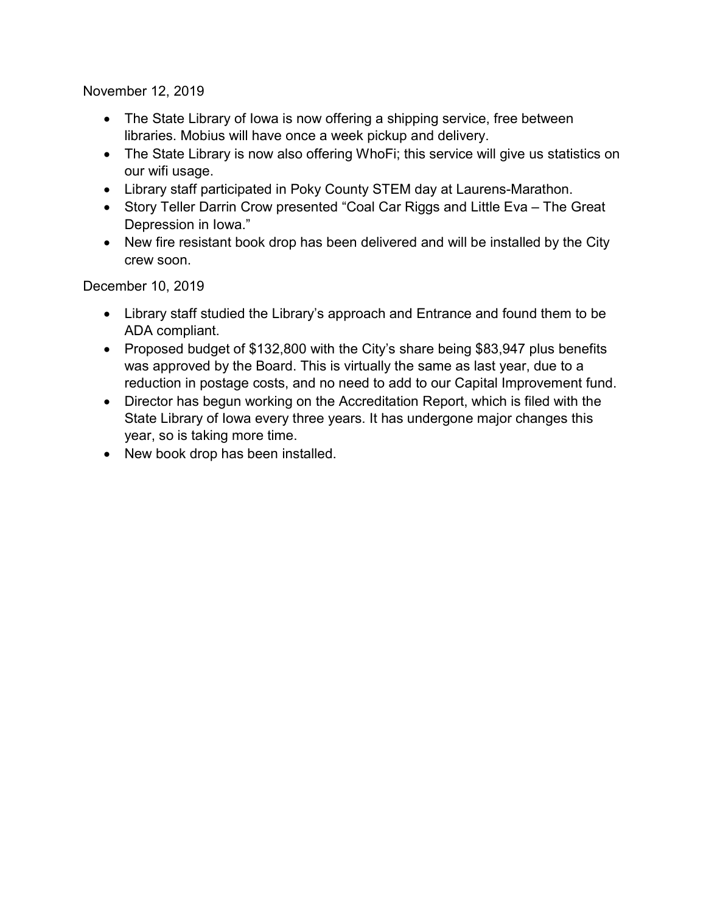November 12, 2019

- The State Library of Iowa is now offering a shipping service, free between libraries. Mobius will have once a week pickup and delivery.
- The State Library is now also offering WhoFi; this service will give us statistics on our wifi usage.
- Library staff participated in Poky County STEM day at Laurens-Marathon.
- Story Teller Darrin Crow presented "Coal Car Riggs and Little Eva – The Great Depression in Iowa."
- New fire resistant book drop has been delivered and will be installed by the City crew soon.

December 10, 2019

- Library staff studied the Library's approach and Entrance and found them to be ADA compliant.
- Proposed budget of $132,800 with the City's share being $83,947 plus benefits was approved by the Board. This is virtually the same as last year, due to a reduction in postage costs, and no need to add to our Capital Improvement fund.
- Director has begun working on the Accreditation Report, which is filed with the State Library of Iowa every three years. It has undergone major changes this year, so is taking more time.
- New book drop has been installed.